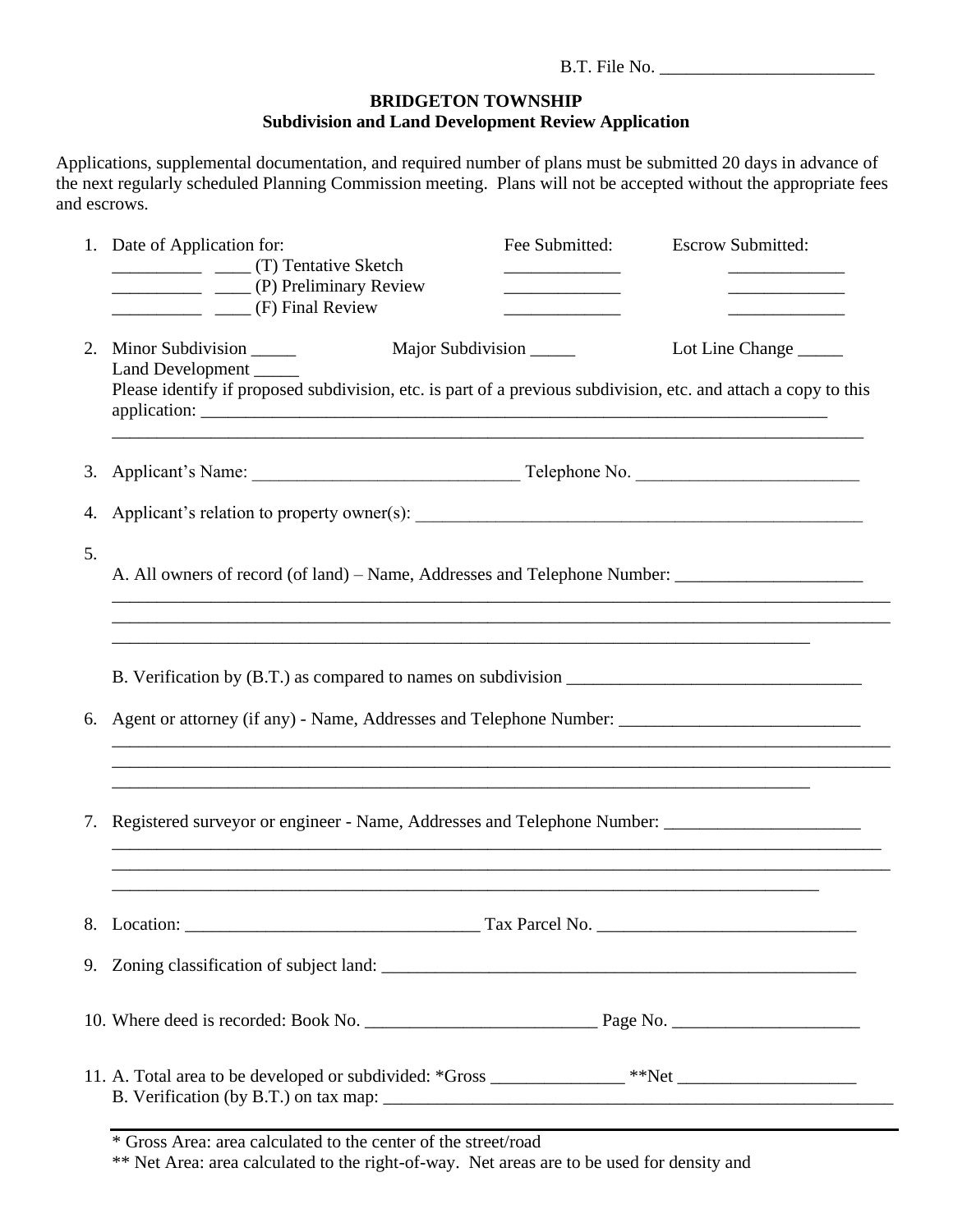B.T. File No. ________________________

**BRIDGETON TOWNSHIP**
**Subdivision and Land Development Review Application**

Applications, supplemental documentation, and required number of plans must be submitted 20 days in advance of the next regularly scheduled Planning Commission meeting. Plans will not be accepted without the appropriate fees and escrows.

1. Date of Application for:

| | Fee Submitted: | Escrow Submitted: |
|---|---|---|
| __________ ____ (T) Tentative Sketch | _____________ | _____________ |
| __________ ____ (P) Preliminary Review | _____________ | _____________ |
| __________ ____ (F) Final Review | _____________ | _____________ |

2. Minor Subdivision _____ Major Subdivision _____ Lot Line Change _____
   Land Development _____
   Please identify if proposed subdivision, etc. is part of a previous subdivision, etc. and attach a copy to this application: ___________________________________________________________________________
   ___________________________________________________________________________________________

3. Applicant's Name: ______________________________ Telephone No. _________________________

4. Applicant's relation to property owner(s): _____________________________________________________

5. A. All owners of record (of land) – Name, Addresses and Telephone Number: _____________________
   ___________________________________________________________________________________________
   ___________________________________________________________________________________________
   ______________________________________________________________________________

   B. Verification by (B.T.) as compared to names on subdivision _________________________________

6. Agent or attorney (if any) - Name, Addresses and Telephone Number: ___________________________
   ___________________________________________________________________________________________
   ___________________________________________________________________________________________
   ______________________________________________________________________________

7. Registered surveyor or engineer - Name, Addresses and Telephone Number: ______________________
   ___________________________________________________________________________________________
   ___________________________________________________________________________________________
   ______________________________________________________________________________

8. Location: _________________________________ Tax Parcel No. _____________________________

9. Zoning classification of subject land: ______________________________________________________

10. Where deed is recorded: Book No. __________________________ Page No. _____________________

11. A. Total area to be developed or subdivided: *Gross _______________ **Net ____________________
    B. Verification (by B.T.) on tax map: _________________________________________________________

---

\* Gross Area: area calculated to the center of the street/road
\*\* Net Area: area calculated to the right-of-way. Net areas are to be used for density and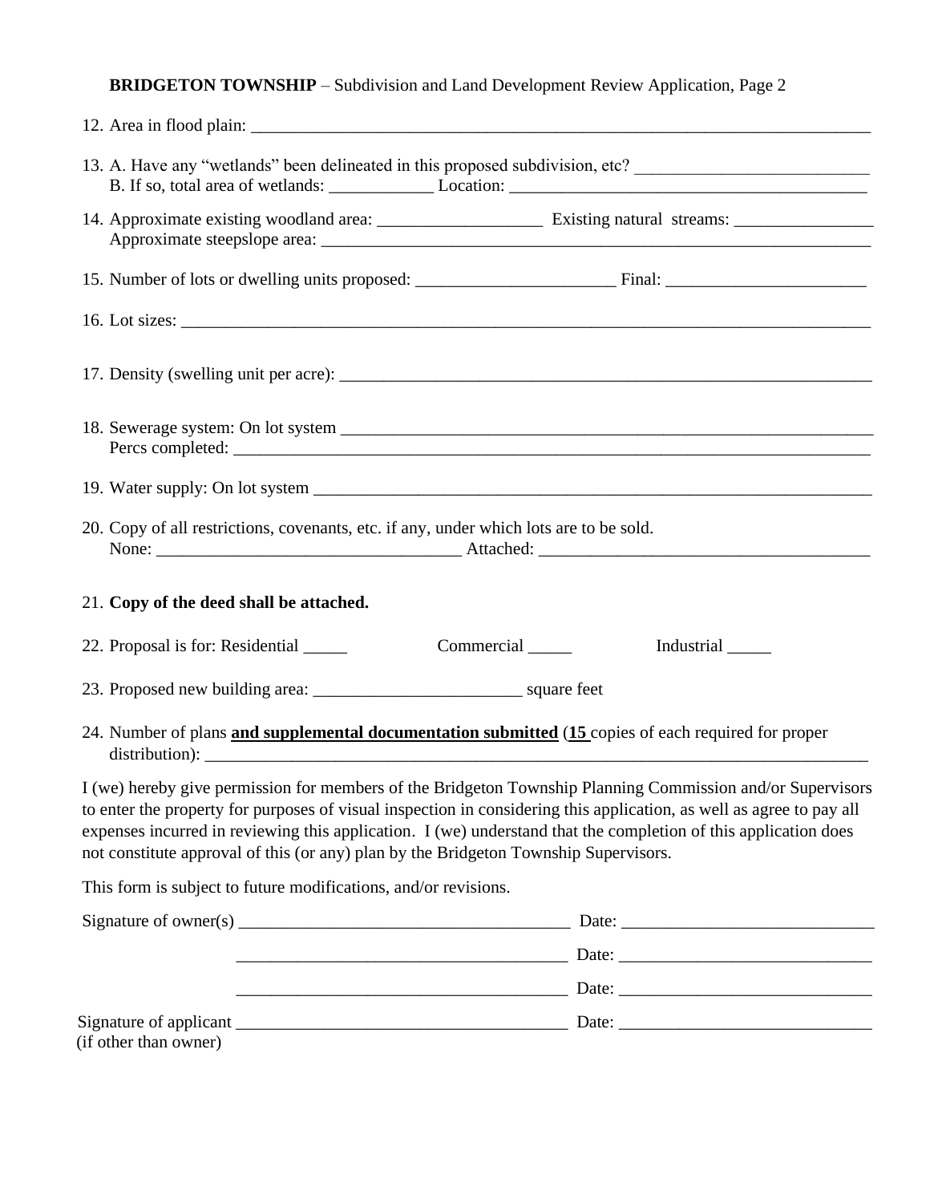**BRIDGETON TOWNSHIP** – Subdivision and Land Development Review Application, Page 2

12. Area in flood plain: ___________________________________________________________________________

13. A. Have any "wetlands" been delineated in this proposed subdivision, etc? ___________________________
    B. If so, total area of wetlands: ____________ Location: __________________________________________

14. Approximate existing woodland area: ___________________ Existing natural streams: ________________
    Approximate steepslope area: __________________________________________________________________

15. Number of lots or dwelling units proposed: _______________________ Final: _______________________

16. Lot sizes: _____________________________________________________________________________________

17. Density (swelling unit per acre): _________________________________________________________________

18. Sewerage system: On lot system _________________________________________________________________
    Percs completed: ___________________________________________________________________________

19. Water supply: On lot system _____________________________________________________________________

20. Copy of all restrictions, covenants, etc. if any, under which lots are to be sold.
    None: ___________________________________ Attached: _____________________________________

21. **Copy of the deed shall be attached.**

22. Proposal is for: Residential _____ Commercial _____ Industrial _____

23. Proposed new building area: ________________________ square feet

24. Number of plans **<u>and supplemental documentation submitted</u>** (**<u>15</u>** copies of each required for proper distribution): ______________________________________________________________________________

I (we) hereby give permission for members of the Bridgeton Township Planning Commission and/or Supervisors to enter the property for purposes of visual inspection in considering this application, as well as agree to pay all expenses incurred in reviewing this application. I (we) understand that the completion of this application does not constitute approval of this (or any) plan by the Bridgeton Township Supervisors.

This form is subject to future modifications, and/or revisions.

Signature of owner(s) ______________________________________ Date: _____________________________

______________________________________ Date: _____________________________

______________________________________ Date: _____________________________

Signature of applicant ______________________________________ Date: _____________________________
(if other than owner)